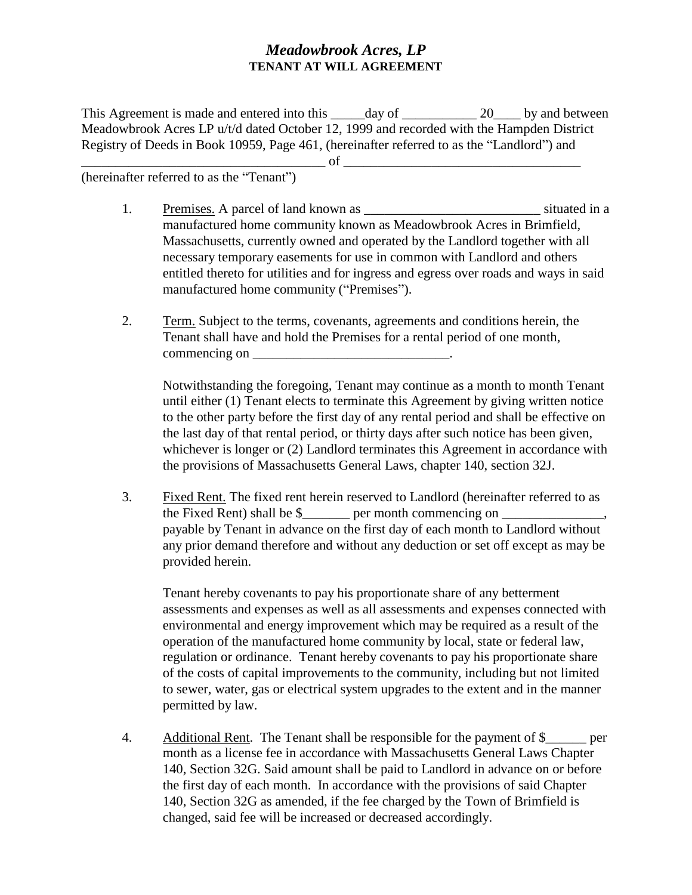# *Meadowbrook Acres, LP*

## TENANT AT WILL AGREEMENT

This Agreement is made and entered into this _____day of ___________ 20____ by and between Meadowbrook Acres LP u/t/d dated October 12, 1999 and recorded with the Hampden District Registry of Deeds in Book 10959, Page 461, (hereinafter referred to as the "Landlord") and ___________________________________ of ___________________________________ (hereinafter referred to as the "Tenant")

1. Premises. A parcel of land known as __________________________ situated in a manufactured home community known as Meadowbrook Acres in Brimfield, Massachusetts, currently owned and operated by the Landlord together with all necessary temporary easements for use in common with Landlord and others entitled thereto for utilities and for ingress and egress over roads and ways in said manufactured home community ("Premises").

2. Term. Subject to the terms, covenants, agreements and conditions herein, the Tenant shall have and hold the Premises for a rental period of one month, commencing on _____________________________.

   Notwithstanding the foregoing, Tenant may continue as a month to month Tenant until either (1) Tenant elects to terminate this Agreement by giving written notice to the other party before the first day of any rental period and shall be effective on the last day of that rental period, or thirty days after such notice has been given, whichever is longer or (2) Landlord terminates this Agreement in accordance with the provisions of Massachusetts General Laws, chapter 140, section 32J.

3. Fixed Rent. The fixed rent herein reserved to Landlord (hereinafter referred to as the Fixed Rent) shall be $_______ per month commencing on _______________, payable by Tenant in advance on the first day of each month to Landlord without any prior demand therefore and without any deduction or set off except as may be provided herein.

   Tenant hereby covenants to pay his proportionate share of any betterment assessments and expenses as well as all assessments and expenses connected with environmental and energy improvement which may be required as a result of the operation of the manufactured home community by local, state or federal law, regulation or ordinance. Tenant hereby covenants to pay his proportionate share of the costs of capital improvements to the community, including but not limited to sewer, water, gas or electrical system upgrades to the extent and in the manner permitted by law.

4. Additional Rent. The Tenant shall be responsible for the payment of $______ per month as a license fee in accordance with Massachusetts General Laws Chapter 140, Section 32G. Said amount shall be paid to Landlord in advance on or before the first day of each month. In accordance with the provisions of said Chapter 140, Section 32G as amended, if the fee charged by the Town of Brimfield is changed, said fee will be increased or decreased accordingly.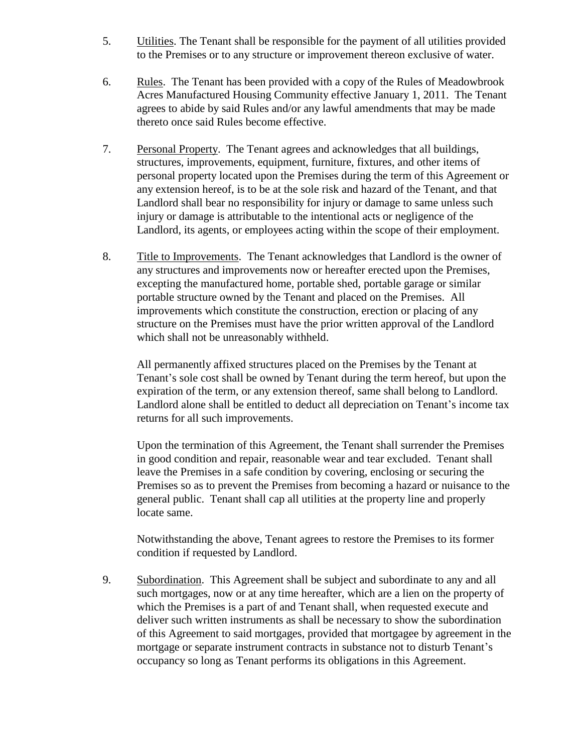5. <u>Utilities</u>. The Tenant shall be responsible for the payment of all utilities provided to the Premises or to any structure or improvement thereon exclusive of water.

6. <u>Rules</u>. The Tenant has been provided with a copy of the Rules of Meadowbrook Acres Manufactured Housing Community effective January 1, 2011. The Tenant agrees to abide by said Rules and/or any lawful amendments that may be made thereto once said Rules become effective.

7. <u>Personal Property</u>. The Tenant agrees and acknowledges that all buildings, structures, improvements, equipment, furniture, fixtures, and other items of personal property located upon the Premises during the term of this Agreement or any extension hereof, is to be at the sole risk and hazard of the Tenant, and that Landlord shall bear no responsibility for injury or damage to same unless such injury or damage is attributable to the intentional acts or negligence of the Landlord, its agents, or employees acting within the scope of their employment.

8. <u>Title to Improvements</u>. The Tenant acknowledges that Landlord is the owner of any structures and improvements now or hereafter erected upon the Premises, excepting the manufactured home, portable shed, portable garage or similar portable structure owned by the Tenant and placed on the Premises. All improvements which constitute the construction, erection or placing of any structure on the Premises must have the prior written approval of the Landlord which shall not be unreasonably withheld.

   All permanently affixed structures placed on the Premises by the Tenant at Tenant's sole cost shall be owned by Tenant during the term hereof, but upon the expiration of the term, or any extension thereof, same shall belong to Landlord. Landlord alone shall be entitled to deduct all depreciation on Tenant's income tax returns for all such improvements.

   Upon the termination of this Agreement, the Tenant shall surrender the Premises in good condition and repair, reasonable wear and tear excluded. Tenant shall leave the Premises in a safe condition by covering, enclosing or securing the Premises so as to prevent the Premises from becoming a hazard or nuisance to the general public. Tenant shall cap all utilities at the property line and properly locate same.

   Notwithstanding the above, Tenant agrees to restore the Premises to its former condition if requested by Landlord.

9. <u>Subordination</u>. This Agreement shall be subject and subordinate to any and all such mortgages, now or at any time hereafter, which are a lien on the property of which the Premises is a part of and Tenant shall, when requested execute and deliver such written instruments as shall be necessary to show the subordination of this Agreement to said mortgages, provided that mortgagee by agreement in the mortgage or separate instrument contracts in substance not to disturb Tenant's occupancy so long as Tenant performs its obligations in this Agreement.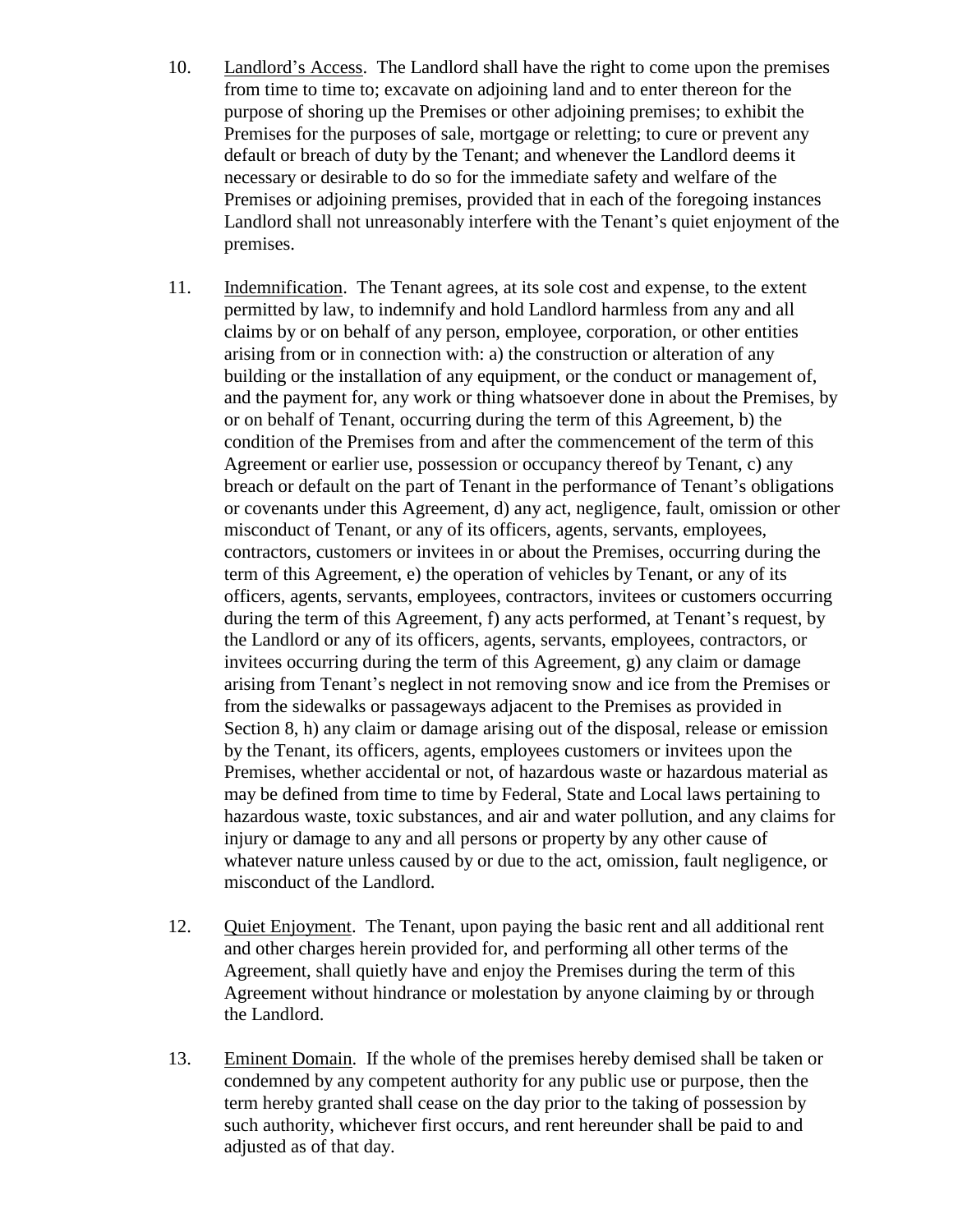10. Landlord's Access. The Landlord shall have the right to come upon the premises from time to time to; excavate on adjoining land and to enter thereon for the purpose of shoring up the Premises or other adjoining premises; to exhibit the Premises for the purposes of sale, mortgage or reletting; to cure or prevent any default or breach of duty by the Tenant; and whenever the Landlord deems it necessary or desirable to do so for the immediate safety and welfare of the Premises or adjoining premises, provided that in each of the foregoing instances Landlord shall not unreasonably interfere with the Tenant's quiet enjoyment of the premises.

11. Indemnification. The Tenant agrees, at its sole cost and expense, to the extent permitted by law, to indemnify and hold Landlord harmless from any and all claims by or on behalf of any person, employee, corporation, or other entities arising from or in connection with: a) the construction or alteration of any building or the installation of any equipment, or the conduct or management of, and the payment for, any work or thing whatsoever done in about the Premises, by or on behalf of Tenant, occurring during the term of this Agreement, b) the condition of the Premises from and after the commencement of the term of this Agreement or earlier use, possession or occupancy thereof by Tenant, c) any breach or default on the part of Tenant in the performance of Tenant's obligations or covenants under this Agreement, d) any act, negligence, fault, omission or other misconduct of Tenant, or any of its officers, agents, servants, employees, contractors, customers or invitees in or about the Premises, occurring during the term of this Agreement, e) the operation of vehicles by Tenant, or any of its officers, agents, servants, employees, contractors, invitees or customers occurring during the term of this Agreement, f) any acts performed, at Tenant's request, by the Landlord or any of its officers, agents, servants, employees, contractors, or invitees occurring during the term of this Agreement, g) any claim or damage arising from Tenant's neglect in not removing snow and ice from the Premises or from the sidewalks or passageways adjacent to the Premises as provided in Section 8, h) any claim or damage arising out of the disposal, release or emission by the Tenant, its officers, agents, employees customers or invitees upon the Premises, whether accidental or not, of hazardous waste or hazardous material as may be defined from time to time by Federal, State and Local laws pertaining to hazardous waste, toxic substances, and air and water pollution, and any claims for injury or damage to any and all persons or property by any other cause of whatever nature unless caused by or due to the act, omission, fault negligence, or misconduct of the Landlord.

12. Quiet Enjoyment. The Tenant, upon paying the basic rent and all additional rent and other charges herein provided for, and performing all other terms of the Agreement, shall quietly have and enjoy the Premises during the term of this Agreement without hindrance or molestation by anyone claiming by or through the Landlord.

13. Eminent Domain. If the whole of the premises hereby demised shall be taken or condemned by any competent authority for any public use or purpose, then the term hereby granted shall cease on the day prior to the taking of possession by such authority, whichever first occurs, and rent hereunder shall be paid to and adjusted as of that day.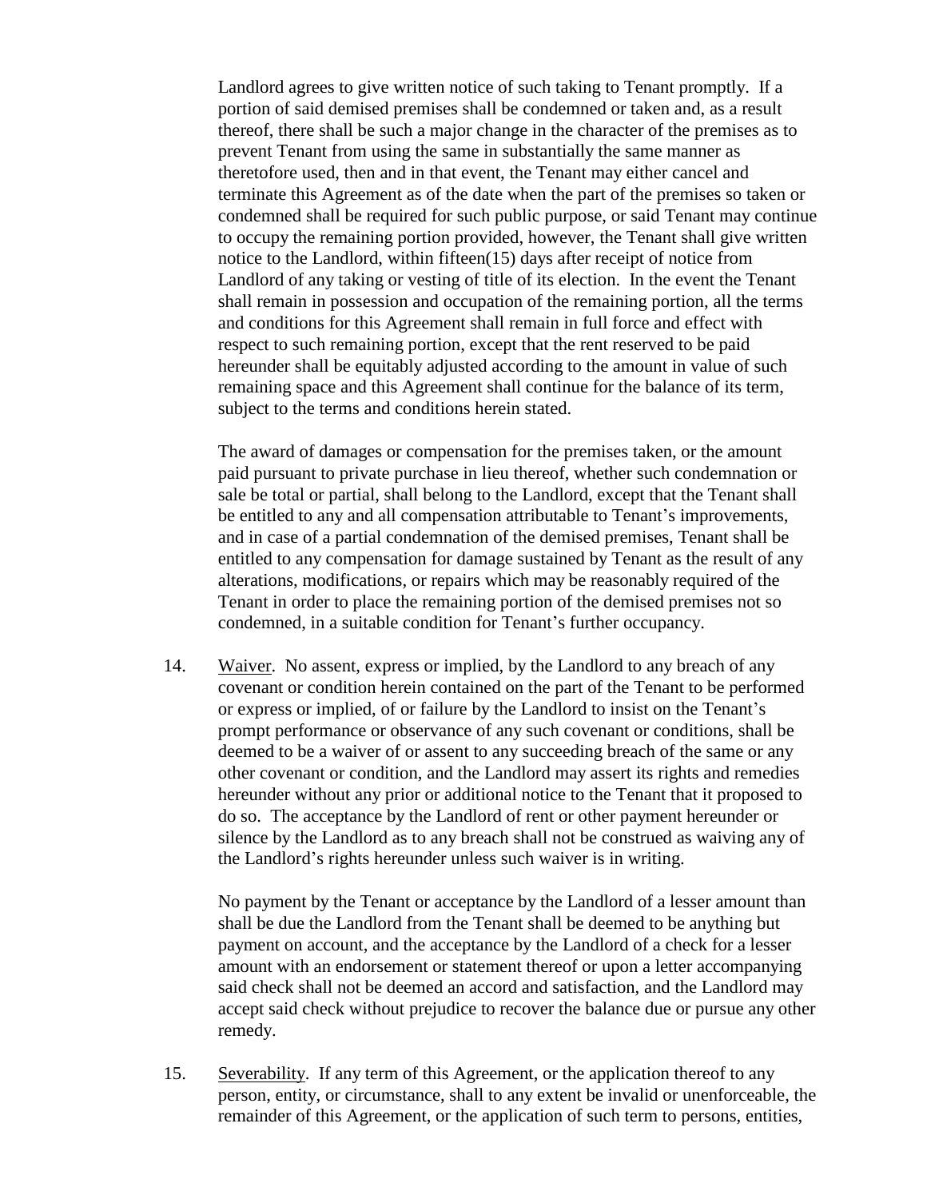Landlord agrees to give written notice of such taking to Tenant promptly. If a portion of said demised premises shall be condemned or taken and, as a result thereof, there shall be such a major change in the character of the premises as to prevent Tenant from using the same in substantially the same manner as theretofore used, then and in that event, the Tenant may either cancel and terminate this Agreement as of the date when the part of the premises so taken or condemned shall be required for such public purpose, or said Tenant may continue to occupy the remaining portion provided, however, the Tenant shall give written notice to the Landlord, within fifteen(15) days after receipt of notice from Landlord of any taking or vesting of title of its election. In the event the Tenant shall remain in possession and occupation of the remaining portion, all the terms and conditions for this Agreement shall remain in full force and effect with respect to such remaining portion, except that the rent reserved to be paid hereunder shall be equitably adjusted according to the amount in value of such remaining space and this Agreement shall continue for the balance of its term, subject to the terms and conditions herein stated.

The award of damages or compensation for the premises taken, or the amount paid pursuant to private purchase in lieu thereof, whether such condemnation or sale be total or partial, shall belong to the Landlord, except that the Tenant shall be entitled to any and all compensation attributable to Tenant's improvements, and in case of a partial condemnation of the demised premises, Tenant shall be entitled to any compensation for damage sustained by Tenant as the result of any alterations, modifications, or repairs which may be reasonably required of the Tenant in order to place the remaining portion of the demised premises not so condemned, in a suitable condition for Tenant's further occupancy.

14. Waiver. No assent, express or implied, by the Landlord to any breach of any covenant or condition herein contained on the part of the Tenant to be performed or express or implied, of or failure by the Landlord to insist on the Tenant's prompt performance or observance of any such covenant or conditions, shall be deemed to be a waiver of or assent to any succeeding breach of the same or any other covenant or condition, and the Landlord may assert its rights and remedies hereunder without any prior or additional notice to the Tenant that it proposed to do so. The acceptance by the Landlord of rent or other payment hereunder or silence by the Landlord as to any breach shall not be construed as waiving any of the Landlord's rights hereunder unless such waiver is in writing.

    No payment by the Tenant or acceptance by the Landlord of a lesser amount than shall be due the Landlord from the Tenant shall be deemed to be anything but payment on account, and the acceptance by the Landlord of a check for a lesser amount with an endorsement or statement thereof or upon a letter accompanying said check shall not be deemed an accord and satisfaction, and the Landlord may accept said check without prejudice to recover the balance due or pursue any other remedy.

15. Severability. If any term of this Agreement, or the application thereof to any person, entity, or circumstance, shall to any extent be invalid or unenforceable, the remainder of this Agreement, or the application of such term to persons, entities,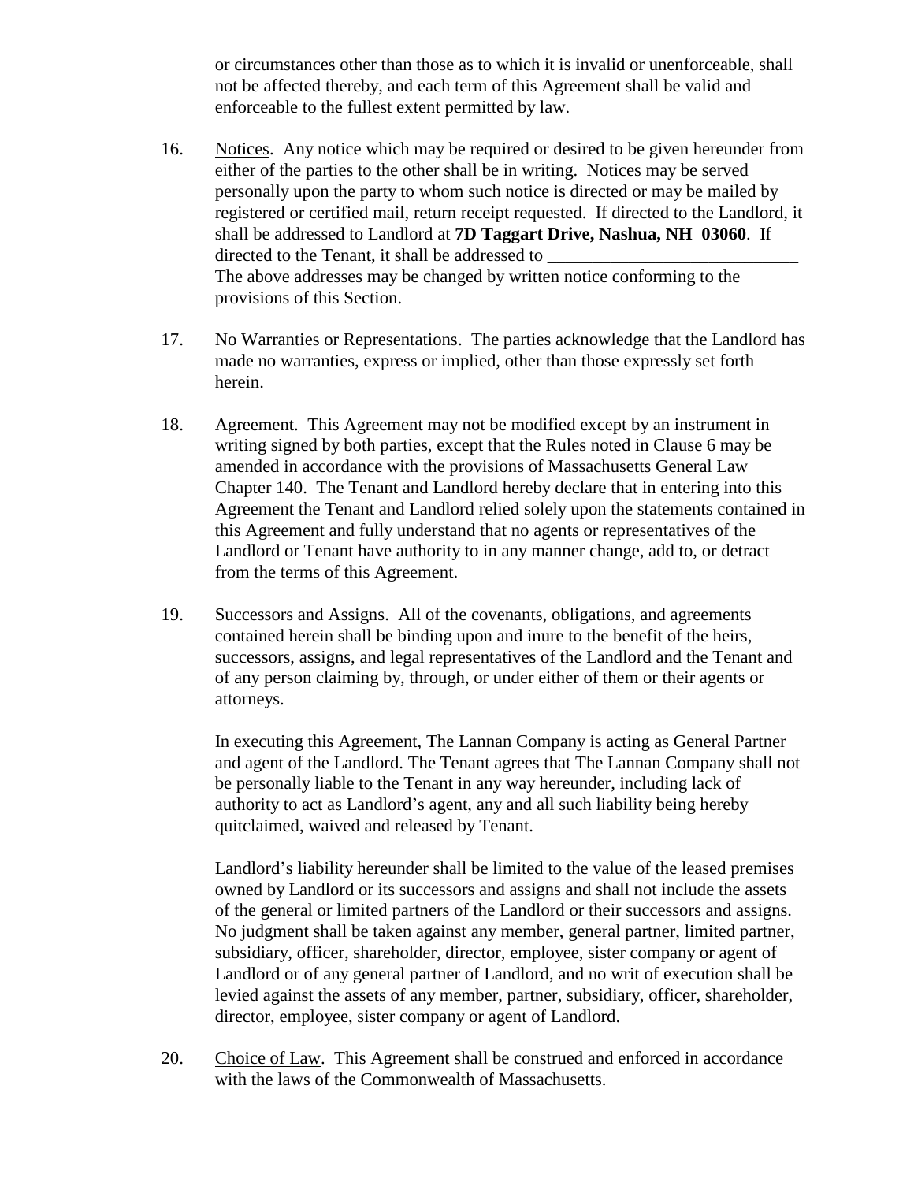or circumstances other than those as to which it is invalid or unenforceable, shall not be affected thereby, and each term of this Agreement shall be valid and enforceable to the fullest extent permitted by law.

16. Notices. Any notice which may be required or desired to be given hereunder from either of the parties to the other shall be in writing. Notices may be served personally upon the party to whom such notice is directed or may be mailed by registered or certified mail, return receipt requested. If directed to the Landlord, it shall be addressed to Landlord at **7D Taggart Drive, Nashua, NH 03060**. If directed to the Tenant, it shall be addressed to ____________________________ The above addresses may be changed by written notice conforming to the provisions of this Section.

17. No Warranties or Representations. The parties acknowledge that the Landlord has made no warranties, express or implied, other than those expressly set forth herein.

18. Agreement. This Agreement may not be modified except by an instrument in writing signed by both parties, except that the Rules noted in Clause 6 may be amended in accordance with the provisions of Massachusetts General Law Chapter 140. The Tenant and Landlord hereby declare that in entering into this Agreement the Tenant and Landlord relied solely upon the statements contained in this Agreement and fully understand that no agents or representatives of the Landlord or Tenant have authority to in any manner change, add to, or detract from the terms of this Agreement.

19. Successors and Assigns. All of the covenants, obligations, and agreements contained herein shall be binding upon and inure to the benefit of the heirs, successors, assigns, and legal representatives of the Landlord and the Tenant and of any person claiming by, through, or under either of them or their agents or attorneys.

    In executing this Agreement, The Lannan Company is acting as General Partner and agent of the Landlord. The Tenant agrees that The Lannan Company shall not be personally liable to the Tenant in any way hereunder, including lack of authority to act as Landlord's agent, any and all such liability being hereby quitclaimed, waived and released by Tenant.

    Landlord's liability hereunder shall be limited to the value of the leased premises owned by Landlord or its successors and assigns and shall not include the assets of the general or limited partners of the Landlord or their successors and assigns. No judgment shall be taken against any member, general partner, limited partner, subsidiary, officer, shareholder, director, employee, sister company or agent of Landlord or of any general partner of Landlord, and no writ of execution shall be levied against the assets of any member, partner, subsidiary, officer, shareholder, director, employee, sister company or agent of Landlord.

20. Choice of Law. This Agreement shall be construed and enforced in accordance with the laws of the Commonwealth of Massachusetts.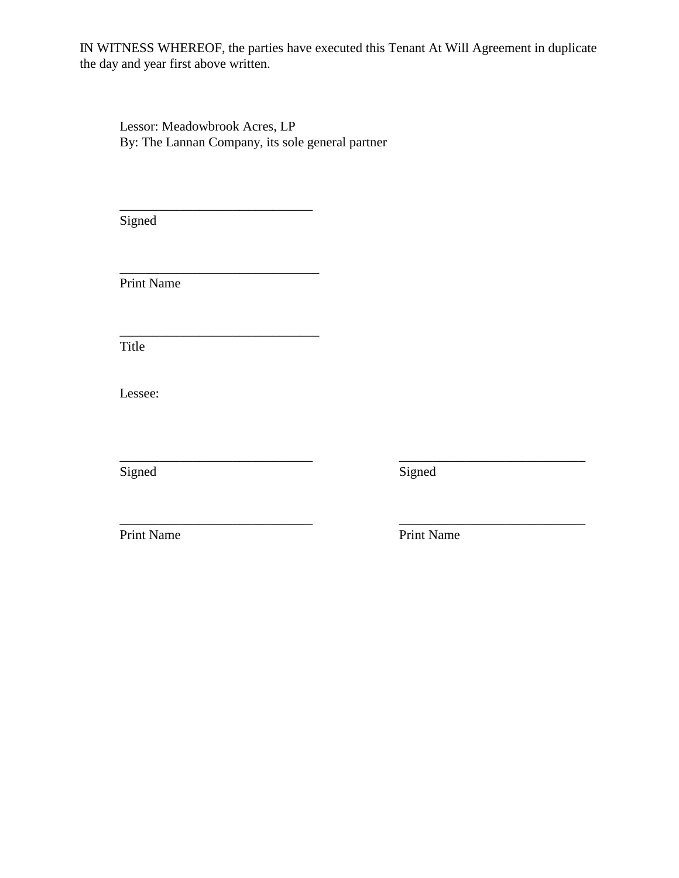IN WITNESS WHEREOF, the parties have executed this Tenant At Will Agreement in duplicate the day and year first above written.

Lessor: Meadowbrook Acres, LP
By: The Lannan Company, its sole general partner

______________________________
Signed

_______________________________
Print Name

_______________________________
Title

Lessee:

| | |
|---|---|
| ______________________________ | _____________________________ |
| Signed | Signed |
| ______________________________ | _____________________________ |
| Print Name | Print Name |